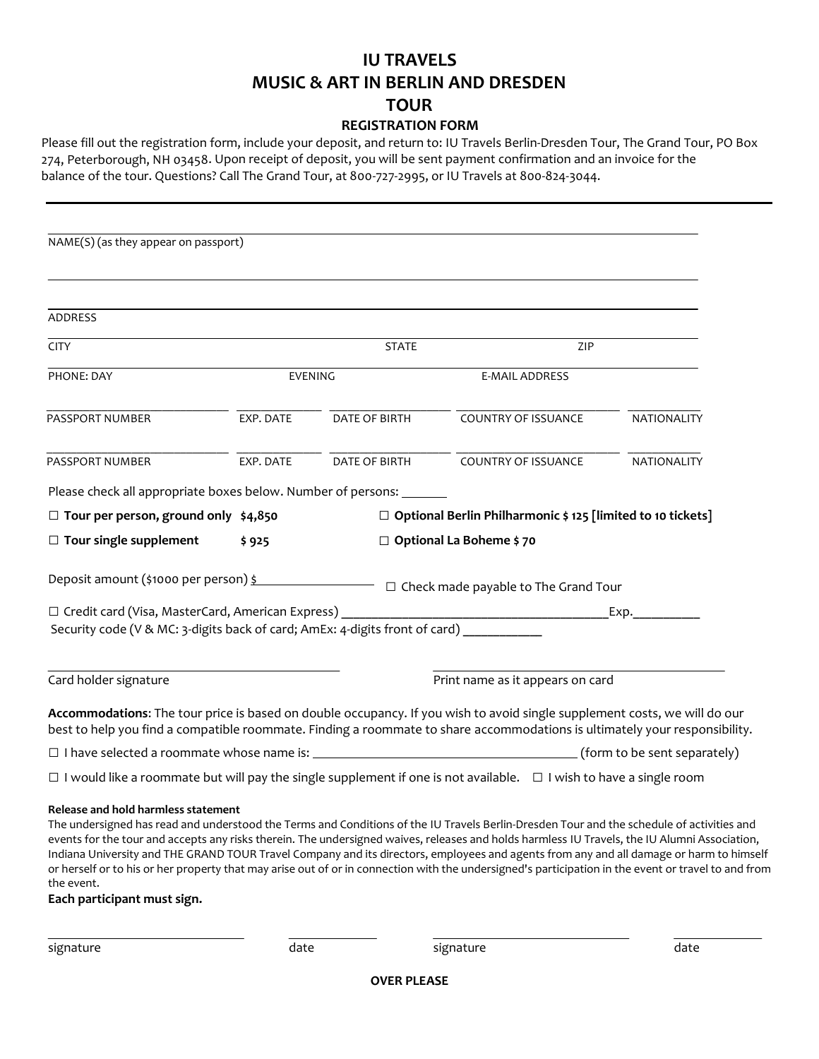# IU TRAVELS
# MUSIC & ART IN BERLIN AND DRESDEN
# TOUR

## REGISTRATION FORM

Please fill out the registration form, include your deposit, and return to: IU Travels Berlin-Dresden Tour, The Grand Tour, PO Box 274, Peterborough, NH 03458. Upon receipt of deposit, you will be sent payment confirmation and an invoice for the balance of the tour. Questions? Call The Grand Tour, at 800-727-2995, or IU Travels at 800-824-3044.

---

NAME(S) (as they appear on passport)

ADDRESS

CITY STATE ZIP

PHONE: DAY EVENING E-MAIL ADDRESS

| PASSPORT NUMBER | EXP. DATE | DATE OF BIRTH | COUNTRY OF ISSUANCE | NATIONALITY |
|---|---|---|---|---|
| | | | | |
| | | | | |

Please check all appropriate boxes below. Number of persons: _______

☐ **Tour per person, ground only $4,850**

☐ **Tour single supplement $ 925**

☐ **Optional Berlin Philharmonic $ 125 [limited to 10 tickets]**

☐ **Optional La Boheme $ 70**

Deposit amount ($1000 per person) $__________________ ☐ Check made payable to The Grand Tour

☐ Credit card (Visa, MasterCard, American Express) ______________________________________Exp.__________

Security code (V & MC: 3-digits back of card; AmEx: 4-digits front of card) ___________

Card holder signature

Print name as it appears on card

**Accommodations**: The tour price is based on double occupancy. If you wish to avoid single supplement costs, we will do our best to help you find a compatible roommate. Finding a roommate to share accommodations is ultimately your responsibility.

☐ I have selected a roommate whose name is: ________________________________________ (form to be sent separately)

☐ I would like a roommate but will pay the single supplement if one is not available. ☐ I wish to have a single room

**Release and hold harmless statement**

The undersigned has read and understood the Terms and Conditions of the IU Travels Berlin-Dresden Tour and the schedule of activities and events for the tour and accepts any risks therein. The undersigned waives, releases and holds harmless IU Travels, the IU Alumni Association, Indiana University and THE GRAND TOUR Travel Company and its directors, employees and agents from any and all damage or harm to himself or herself or to his or her property that may arise out of or in connection with the undersigned's participation in the event or travel to and from the event.

**Each participant must sign.**

signature date signature date

**OVER PLEASE**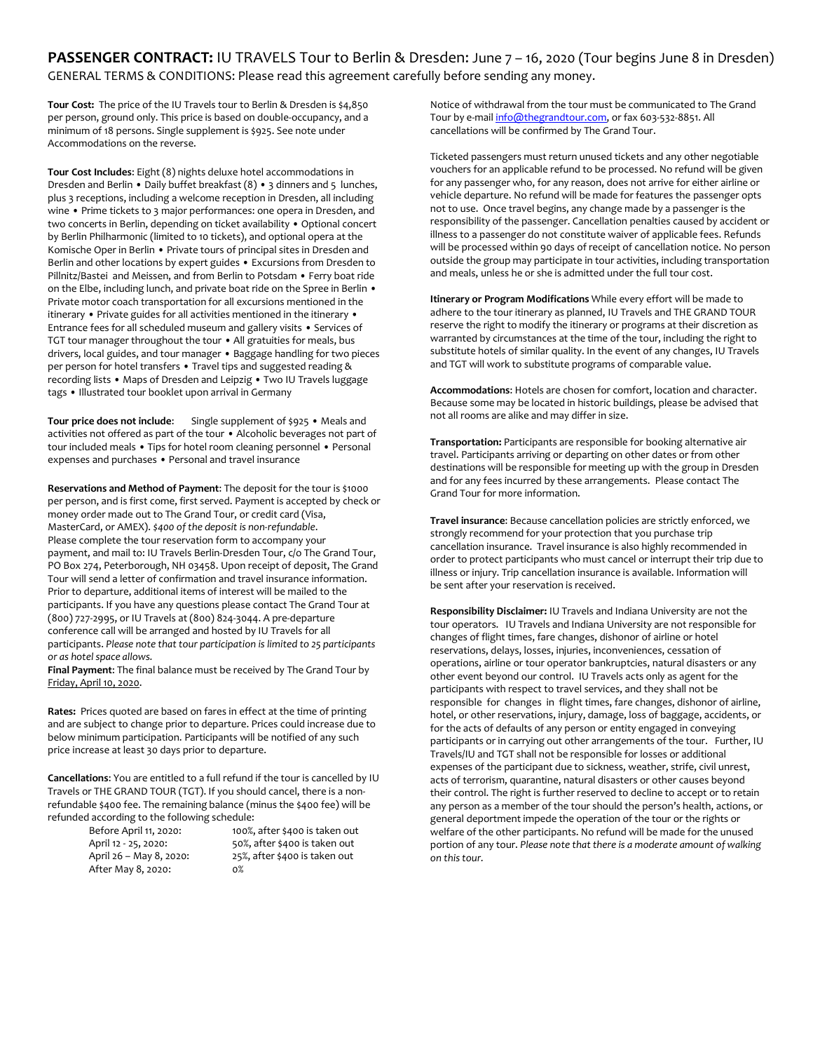# PASSENGER CONTRACT: IU TRAVELS Tour to Berlin & Dresden: June 7 – 16, 2020 (Tour begins June 8 in Dresden)

GENERAL TERMS & CONDITIONS: Please read this agreement carefully before sending any money.

**Tour Cost:** The price of the IU Travels tour to Berlin & Dresden is $4,850 per person, ground only. This price is based on double-occupancy, and a minimum of 18 persons. Single supplement is $925. See note under Accommodations on the reverse.

**Tour Cost Includes**: Eight (8) nights deluxe hotel accommodations in Dresden and Berlin • Daily buffet breakfast (8) • 3 dinners and 5 lunches, plus 3 receptions, including a welcome reception in Dresden, all including wine • Prime tickets to 3 major performances: one opera in Dresden, and two concerts in Berlin, depending on ticket availability • Optional concert by Berlin Philharmonic (limited to 10 tickets), and optional opera at the Komische Oper in Berlin • Private tours of principal sites in Dresden and Berlin and other locations by expert guides • Excursions from Dresden to Pillnitz/Bastei and Meissen, and from Berlin to Potsdam • Ferry boat ride on the Elbe, including lunch, and private boat ride on the Spree in Berlin • Private motor coach transportation for all excursions mentioned in the itinerary • Private guides for all activities mentioned in the itinerary • Entrance fees for all scheduled museum and gallery visits • Services of TGT tour manager throughout the tour • All gratuities for meals, bus drivers, local guides, and tour manager • Baggage handling for two pieces per person for hotel transfers • Travel tips and suggested reading & recording lists • Maps of Dresden and Leipzig • Two IU Travels luggage tags • Illustrated tour booklet upon arrival in Germany

**Tour price does not include**: Single supplement of $925 • Meals and activities not offered as part of the tour • Alcoholic beverages not part of tour included meals • Tips for hotel room cleaning personnel • Personal expenses and purchases • Personal and travel insurance

**Reservations and Method of Payment**: The deposit for the tour is $1000 per person, and is first come, first served. Payment is accepted by check or money order made out to The Grand Tour, or credit card (Visa, MasterCard, or AMEX). *$400 of the deposit is non-refundable.* Please complete the tour reservation form to accompany your payment, and mail to: IU Travels Berlin-Dresden Tour, c/o The Grand Tour, PO Box 274, Peterborough, NH 03458. Upon receipt of deposit, The Grand Tour will send a letter of confirmation and travel insurance information. Prior to departure, additional items of interest will be mailed to the participants. If you have any questions please contact The Grand Tour at (800) 727-2995, or IU Travels at (800) 824-3044. A pre-departure conference call will be arranged and hosted by IU Travels for all participants. *Please note that tour participation is limited to 25 participants or as hotel space allows.*

**Final Payment**: The final balance must be received by The Grand Tour by Friday, April 10, 2020.

**Rates:** Prices quoted are based on fares in effect at the time of printing and are subject to change prior to departure. Prices could increase due to below minimum participation. Participants will be notified of any such price increase at least 30 days prior to departure.

**Cancellations**: You are entitled to a full refund if the tour is cancelled by IU Travels or THE GRAND TOUR (TGT). If you should cancel, there is a non-refundable $400 fee. The remaining balance (minus the $400 fee) will be refunded according to the following schedule:

| | |
|---|---|
| Before April 11, 2020: | 100%, after $400 is taken out |
| April 12 - 25, 2020: | 50%, after $400 is taken out |
| April 26 – May 8, 2020: | 25%, after $400 is taken out |
| After May 8, 2020: | 0% |

Notice of withdrawal from the tour must be communicated to The Grand Tour by e-mail info@thegrandtour.com, or fax 603-532-8851. All cancellations will be confirmed by The Grand Tour.

Ticketed passengers must return unused tickets and any other negotiable vouchers for an applicable refund to be processed. No refund will be given for any passenger who, for any reason, does not arrive for either airline or vehicle departure. No refund will be made for features the passenger opts not to use. Once travel begins, any change made by a passenger is the responsibility of the passenger. Cancellation penalties caused by accident or illness to a passenger do not constitute waiver of applicable fees. Refunds will be processed within 90 days of receipt of cancellation notice. No person outside the group may participate in tour activities, including transportation and meals, unless he or she is admitted under the full tour cost.

**Itinerary or Program Modifications** While every effort will be made to adhere to the tour itinerary as planned, IU Travels and THE GRAND TOUR reserve the right to modify the itinerary or programs at their discretion as warranted by circumstances at the time of the tour, including the right to substitute hotels of similar quality. In the event of any changes, IU Travels and TGT will work to substitute programs of comparable value.

**Accommodations**: Hotels are chosen for comfort, location and character. Because some may be located in historic buildings, please be advised that not all rooms are alike and may differ in size.

**Transportation:** Participants are responsible for booking alternative air travel. Participants arriving or departing on other dates or from other destinations will be responsible for meeting up with the group in Dresden and for any fees incurred by these arrangements. Please contact The Grand Tour for more information.

**Travel insurance**: Because cancellation policies are strictly enforced, we strongly recommend for your protection that you purchase trip cancellation insurance. Travel insurance is also highly recommended in order to protect participants who must cancel or interrupt their trip due to illness or injury. Trip cancellation insurance is available. Information will be sent after your reservation is received.

**Responsibility Disclaimer:** IU Travels and Indiana University are not the tour operators. IU Travels and Indiana University are not responsible for changes of flight times, fare changes, dishonor of airline or hotel reservations, delays, losses, injuries, inconveniences, cessation of operations, airline or tour operator bankruptcies, natural disasters or any other event beyond our control. IU Travels acts only as agent for the participants with respect to travel services, and they shall not be responsible for changes in flight times, fare changes, dishonor of airline, hotel, or other reservations, injury, damage, loss of baggage, accidents, or for the acts of defaults of any person or entity engaged in conveying participants or in carrying out other arrangements of the tour. Further, IU Travels/IU and TGT shall not be responsible for losses or additional expenses of the participant due to sickness, weather, strife, civil unrest, acts of terrorism, quarantine, natural disasters or other causes beyond their control. The right is further reserved to decline to accept or to retain any person as a member of the tour should the person's health, actions, or general deportment impede the operation of the tour or the rights or welfare of the other participants. No refund will be made for the unused portion of any tour. *Please note that there is a moderate amount of walking on this tour.*